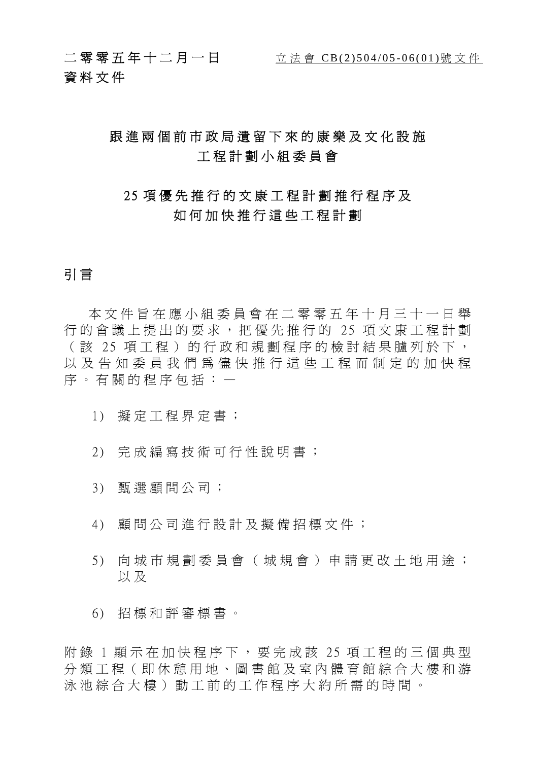二零零五年十二月一日　　立法會 CB(2)504/05-06(01)號文件

資料文件

# 跟進兩個前市政局遺留下來的康樂及文化設施工程計劃小組委員會

## 25 項優先推行的文康工程計劃推行程序及如何加快推行這些工程計劃

### 引言

本文件旨在應小組委員會在二零零五年十月三十一日舉行的會議上提出的要求，把優先推行的 25 項文康工程計劃（該 25 項工程）的行政和規劃程序的檢討結果臚列於下，以及告知委員我們爲儘快推行這些工程而制定的加快程序。有關的程序包括：—

1) 擬定工程界定書；

2) 完成編寫技術可行性說明書；

3) 甄選顧問公司；

4) 顧問公司進行設計及擬備招標文件；

5) 向城市規劃委員會（城規會）申請更改土地用途；以及

6) 招標和評審標書。

附錄 1 顯示在加快程序下，要完成該 25 項工程的三個典型分類工程（即休憩用地、圖書館及室內體育館綜合大樓和游泳池綜合大樓）動工前的工作程序大約所需的時間。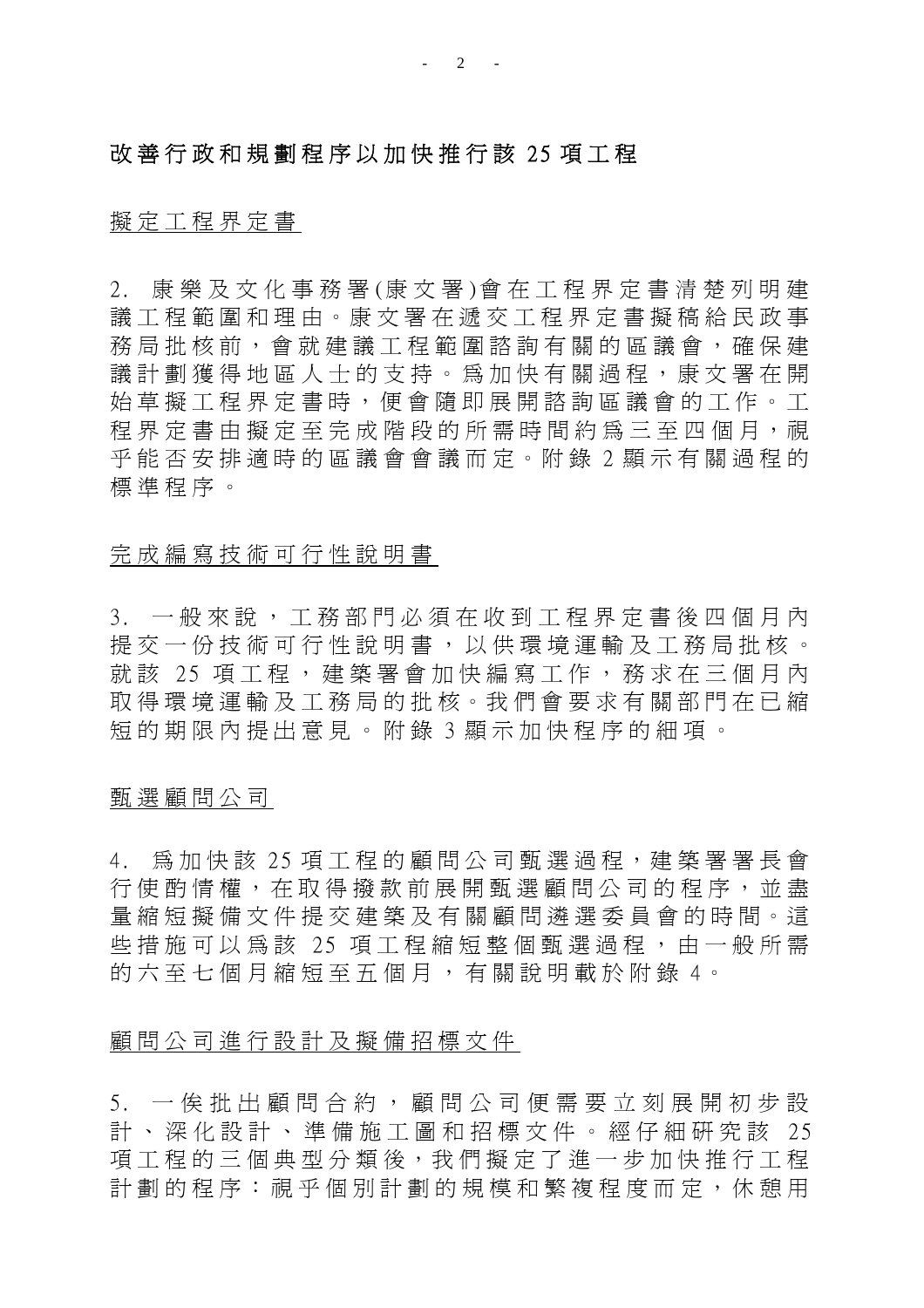## 改善行政和規劃程序以加快推行該 25 項工程

### 擬定工程界定書

2. 康樂及文化事務署(康文署)會在工程界定書清楚列明建議工程範圍和理由。康文署在遞交工程界定書擬稿給民政事務局批核前，會就建議工程範圍諮詢有關的區議會，確保建議計劃獲得地區人士的支持。為加快有關過程，康文署在開始草擬工程界定書時，便會隨即展開諮詢區議會的工作。工程界定書由擬定至完成階段的所需時間約為三至四個月，視乎能否安排適時的區議會會議而定。附錄 2 顯示有關過程的標準程序。

### 完成編寫技術可行性說明書

3. 一般來說，工務部門必須在收到工程界定書後四個月內提交一份技術可行性說明書，以供環境運輸及工務局批核。就該 25 項工程，建築署會加快編寫工作，務求在三個月內取得環境運輸及工務局的批核。我們會要求有關部門在已縮短的期限內提出意見。附錄 3 顯示加快程序的細項。

### 甄選顧問公司

4. 為加快該 25 項工程的顧問公司甄選過程，建築署署長會行使酌情權，在取得撥款前展開甄選顧問公司的程序，並盡量縮短擬備文件提交建築及有關顧問遴選委員會的時間。這些措施可以為該 25 項工程縮短整個甄選過程，由一般所需的六至七個月縮短至五個月，有關說明載於附錄 4。

### 顧問公司進行設計及擬備招標文件

5. 一俟批出顧問合約，顧問公司便需要立刻展開初步設計、深化設計、準備施工圖和招標文件。經仔細研究該 25 項工程的三個典型分類後，我們擬定了進一步加快推行工程計劃的程序：視乎個別計劃的規模和繁複程度而定，休憩用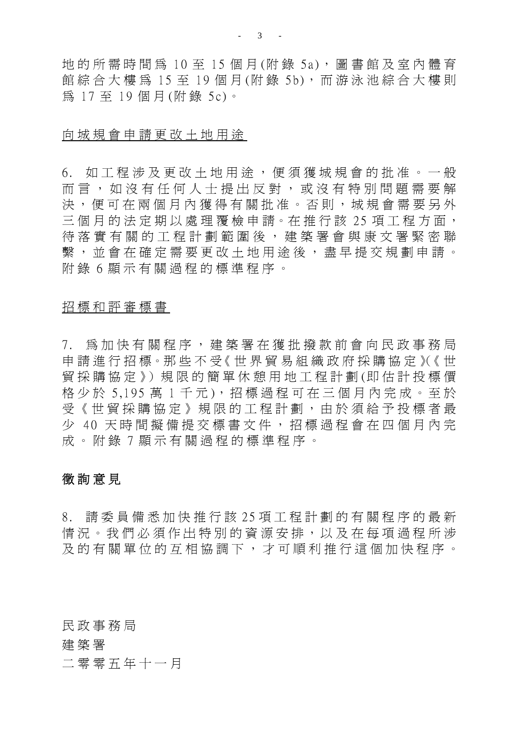地的所需時間爲 10 至 15 個月(附錄 5a)，圖書館及室內體育館綜合大樓爲 15 至 19 個月(附錄 5b)，而游泳池綜合大樓則爲 17 至 19 個月(附錄 5c)。

<u>向城規會申請更改土地用途</u>

6. 如工程涉及更改土地用途，便須獲城規會的批准。一般而言，如沒有任何人士提出反對，或沒有特別問題需要解決，便可在兩個月內獲得有關批准。否則，城規會需要另外三個月的法定期以處理覆檢申請。在推行該 25 項工程方面，待落實有關的工程計劃範圍後，建築署會與康文署緊密聯繫，並會在確定需要更改土地用途後，盡早提交規劃申請。附錄 6 顯示有關過程的標準程序。

<u>招標和評審標書</u>

7. 爲加快有關程序，建築署在獲批撥款前會向民政事務局申請進行招標。那些不受《世界貿易組織政府採購協定》(《世貿採購協定》) 規限的簡單休憩用地工程計劃(即估計投標價格少於 5,195 萬 1 千元)，招標過程可在三個月內完成。至於受《世貿採購協定》規限的工程計劃，由於須給予投標者最少 40 天時間擬備提交標書文件，招標過程會在四個月內完成。附錄 7 顯示有關過程的標準程序。

## 徵詢意見

8. 請委員備悉加快推行該 25 項工程計劃的有關程序的最新情況。我們必須作出特別的資源安排，以及在每項過程所涉及的有關單位的互相協調下，才可順利推行這個加快程序。

民政事務局
建築署
二零零五年十一月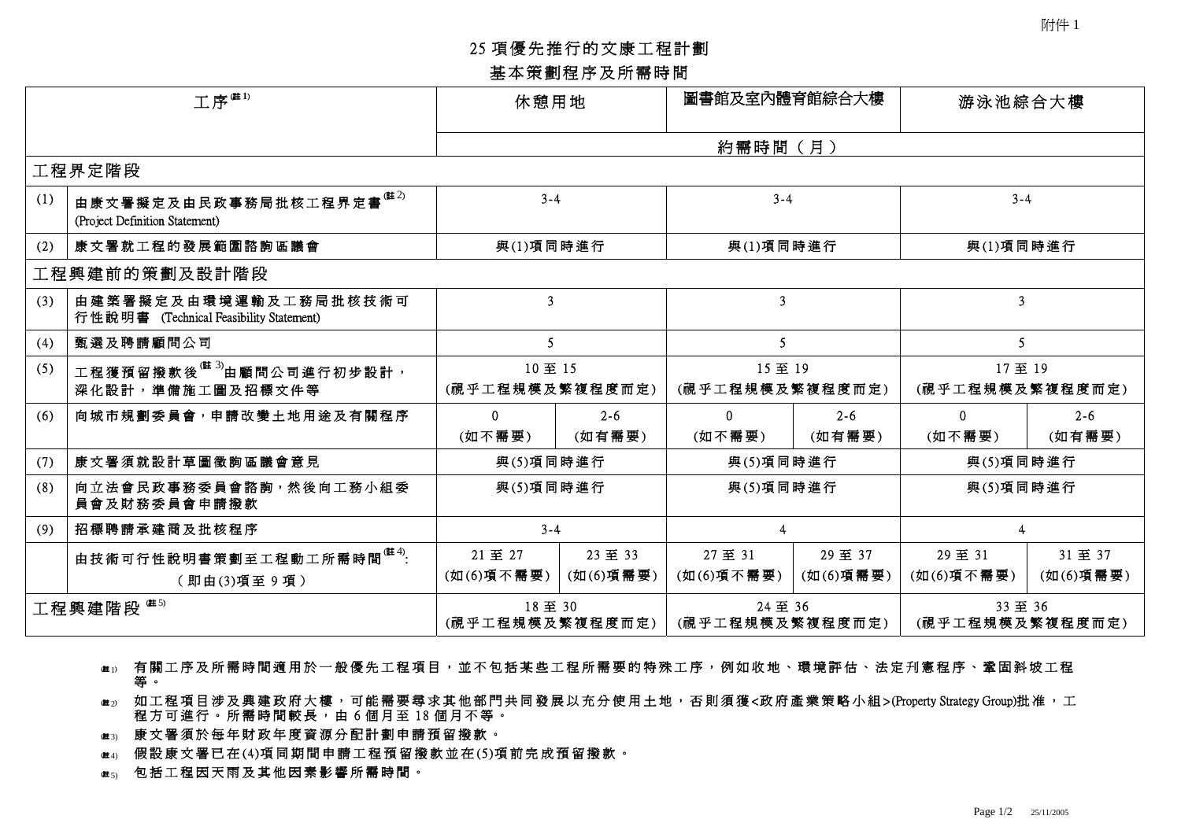附件 1

# 25 項優先推行的文康工程計劃

## 基本策劃程序及所需時間

| | 工序[註1] | 休憩用地 | | 圖書館及室內體育館綜合大樓 | | 游泳池綜合大樓 | |
|---|---|---|---|---|---|---|---|
| | | 約需時間（月） | | | | | |
| 工程界定階段 | | | | | | | |
| (1) | 由康文署擬定及由民政事務局批核工程界定書[註2] (Project Definition Statement) | 3-4 | | 3-4 | | 3-4 | |
| (2) | 康文署就工程的發展範圍諮詢區議會 | 與(1)項同時進行 | | 與(1)項同時進行 | | 與(1)項同時進行 | |
| 工程興建前的策劃及設計階段 | | | | | | | |
| (3) | 由建築署擬定及由環境運輸及工務局批核技術可行性說明書 (Technical Feasibility Statement) | 3 | | 3 | | 3 | |
| (4) | 甄選及聘請顧問公司 | 5 | | 5 | | 5 | |
| (5) | 工程獲預留撥款後[註3]由顧問公司進行初步設計，深化設計，準備施工圖及招標文件等 | 10 至 15 (視乎工程規模及繁複程度而定) | | 15 至 19 (視乎工程規模及繁複程度而定) | | 17 至 19 (視乎工程規模及繁複程度而定) | |
| (6) | 向城市規劃委員會，申請改變土地用途及有關程序 | 0 (如不需要) | 2-6 (如有需要) | 0 (如不需要) | 2-6 (如有需要) | 0 (如不需要) | 2-6 (如有需要) |
| (7) | 康文署須就設計草圖徵詢區議會意見 | 與(5)項同時進行 | | 與(5)項同時進行 | | 與(5)項同時進行 | |
| (8) | 向立法會民政事務委員會諮詢，然後向工務小組委員會及財務委員會申請撥款 | 與(5)項同時進行 | | 與(5)項同時進行 | | 與(5)項同時進行 | |
| (9) | 招標聘請承建商及批核程序 | 3-4 | | 4 | | 4 | |
| | 由技術可行性說明書策劃至工程動工所需時間[註4]:（即由(3)項至 9 項） | 21 至 27 (如(6)項不需要) | 23 至 33 (如(6)項需要) | 27 至 31 (如(6)項不需要) | 29 至 37 (如(6)項需要) | 29 至 31 (如(6)項不需要) | 31 至 37 (如(6)項需要) |
| 工程興建階段[註5] | | 18 至 30 (視乎工程規模及繁複程度而定) | | 24 至 36 (視乎工程規模及繁複程度而定) | | 33 至 36 (視乎工程規模及繁複程度而定) | |

註1) 有關工序及所需時間適用於一般優先工程項目，並不包括某些工程所需要的特殊工序，例如收地、環境評估、法定刊憲程序、鞏固斜坡工程等。

註2) 如工程項目涉及興建政府大樓，可能需要尋求其他部門共同發展以充分使用土地，否則須獲<政府產業策略小組>(Property Strategy Group)批准，工程方可進行。所需時間較長，由 6 個月至 18 個月不等。

註3) 康文署須於每年財政年度資源分配計劃申請預留撥款。

註4) 假設康文署已在(4)項同期間申請工程預留撥款並在(5)項前完成預留撥款。

註5) 包括工程因天雨及其他因素影響所需時間。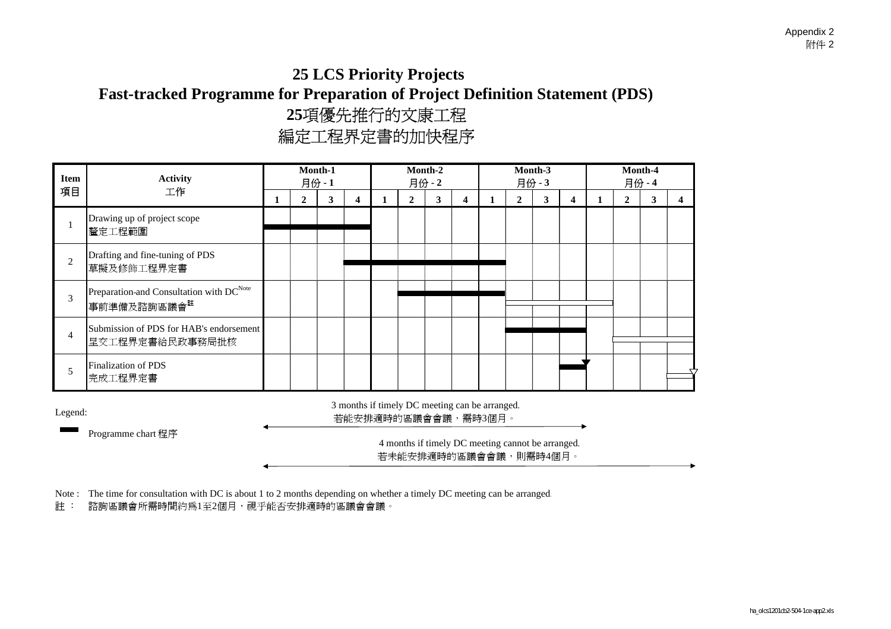Appendix 2
附件 2

# 25 LCS Priority Projects
# Fast-tracked Programme for Preparation of Project Definition Statement (PDS)
# 25項優先推行的文康工程
# 編定工程界定書的加快程序

| Item 項目 | Activity 工作 | Month-1 月份 - 1 | | | | Month-2 月份 - 2 | | | | Month-3 月份 - 3 | | | | Month-4 月份 - 4 | | | |
|---|---|---|---|---|---|---|---|---|---|---|---|---|---|---|---|---|---|
| | | 1 | 2 | 3 | 4 | 1 | 2 | 3 | 4 | 1 | 2 | 3 | 4 | 1 | 2 | 3 | 4 |
| 1 | Drawing up of project scope 釐定工程範圍 | | | | | | | | | | | | | | | | |
| 2 | Drafting and fine-tuning of PDS 草擬及修飾工程界定書 | | | | | | | | | | | | | | | | |
| 3 | Preparation-and Consultation with DC[Note] 事前準備及諮詢區議會[註] | | | | | | | | | | | | | | | | |
| 4 | Submission of PDS for HAB's endorsement 呈交工程界定書給民政事務局批核 | | | | | | | | | | | | | | | | |
| 5 | Finalization of PDS 完成工程界定書 | | | | | | | | | | | | | | | | |

3 months if timely DC meeting can be arranged.
若能安排適時的區議會會議，需時3個月。

4 months if timely DC meeting cannot be arranged.
若未能安排適時的區議會會議，則需時4個月。

Legend:

Programme chart 程序

Note : The time for consultation with DC is about 1 to 2 months depending on whether a timely DC meeting can be arranged.
註 ： 諮詢區議會所需時間約為1至2個月，視乎能否安排適時的區議會會議。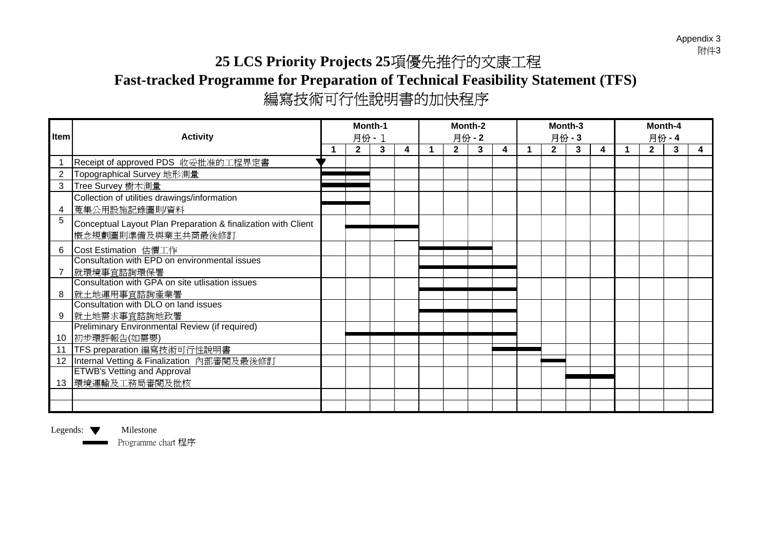Appendix 3
附件3

# 25 LCS Priority Projects 25項優先推行的文康工程

## Fast-tracked Programme for Preparation of Technical Feasibility Statement (TFS)

## 編寫技術可行性說明書的加快程序

| Item | Activity | Month-1 月份 - 1 | | | | Month-2 月份 - 2 | | | | Month-3 月份 - 3 | | | | Month-4 月份 - 4 | | | |
|---|---|---|---|---|---|---|---|---|---|---|---|---|---|---|---|---|---|
| | | 1 | 2 | 3 | 4 | 1 | 2 | 3 | 4 | 1 | 2 | 3 | 4 | 1 | 2 | 3 | 4 |
| 1 | Receipt of approved PDS 收妥批准的工程界定書 | ▼ | | | | | | | | | | | | | | | |
| 2 | Topographical Survey 地形測量 | ▬ | ▬ | | | | | | | | | | | | | | |
| 3 | Tree Survey 樹木測量 | ▬ | ▬ | | | | | | | | | | | | | | |
| 4 | Collection of utilities drawings/information 蒐集公用設施記錄圖則/資料 | ▬ | ▬ | | | | | | | | | | | | | | |
| 5 | Conceptual Layout Plan Preparation & finalization with Client 概念規劃圖則準備及與業主共商最後修訂 | | ▬ | ▬ | ▬ | | | | | | | | | | | | |
| 6 | Cost Estimation 估價工作 | | | | | ▬ | ▬ | ▬ | | | | | | | | | |
| 7 | Consultation with EPD on environmental issues 就環境事宜諮詢環保署 | | | | | ▬ | ▬ | ▬ | ▬ | | | | | | | | |
| 8 | Consultation with GPA on site utlisation issues 就土地運用事宜諮詢產業署 | | | | | ▬ | ▬ | ▬ | ▬ | | | | | | | | |
| 9 | Consultation with DLO on land issues 就土地需求事宜諮詢地政署 | | | | | ▬ | ▬ | ▬ | ▬ | | | | | | | | |
| 10 | Preliminary Environmental Review (if required) 初步環評報告(如需要) | | ▬ | ▬ | ▬ | ▬ | ▬ | ▬ | ▬ | | | | | | | | |
| 11 | TFS preparation 編寫技術可行性說明書 | | | | | | | | ▬ | ▬ | | | | | | | |
| 12 | Internal Vetting & Finalization 內部審閱及最後修訂 | | | | | | | | | | ▬ | | | | | | |
| 13 | ETWB's Vetting and Approval 環境運輸及工務局審閱及批核 | | | | | | | | | | | ▬ | ▬ | | | | |

Legends: ▼ Milestone
▬ Programme chart 程序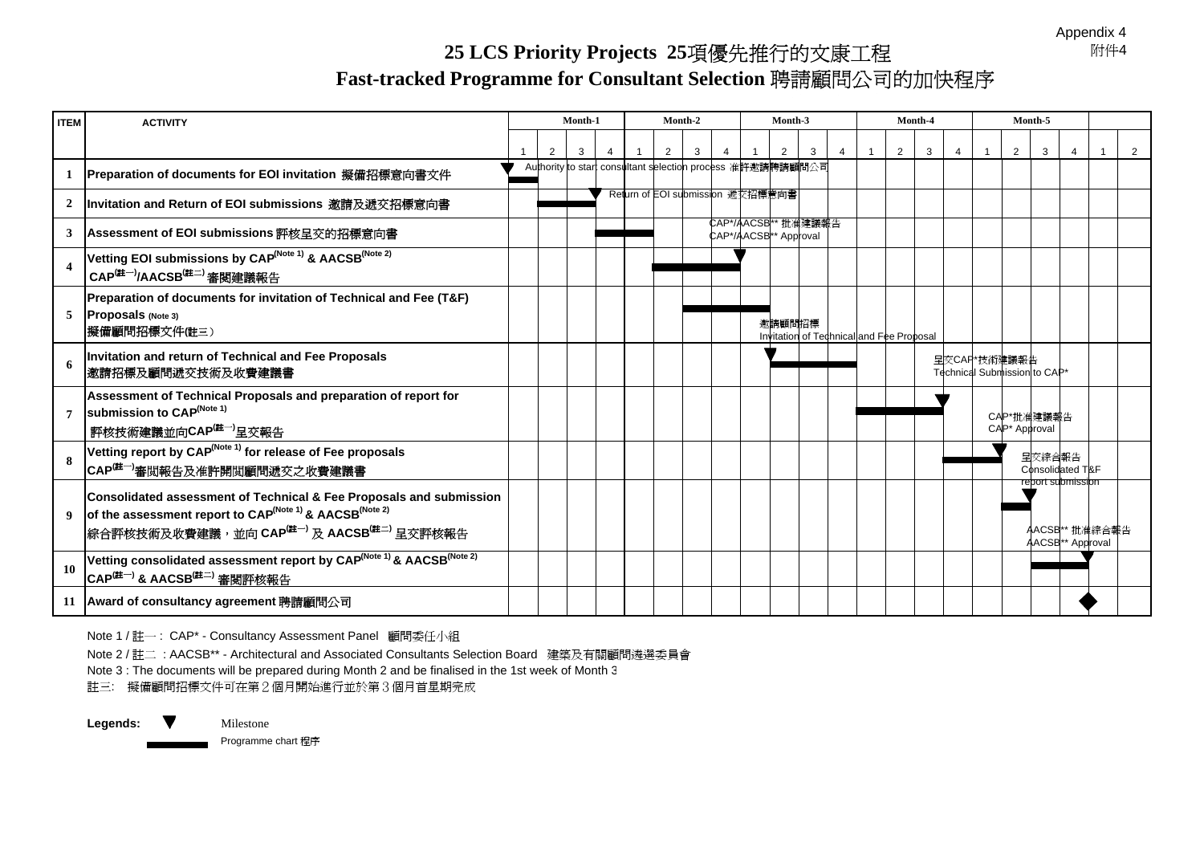Appendix 4
附件4

# 25 LCS Priority Projects 25項優先推行的文康工程
## Fast-tracked Programme for Consultant Selection 聘請顧問公司的加快程序

| ITEM | ACTIVITY | Month-1 | | | | Month-2 | | | | Month-3 | | | | Month-4 | | | | Month-5 | | | | | |
|---|---|---|---|---|---|---|---|---|---|---|---|---|---|---|---|---|---|---|---|---|---|---|---|
| | | 1 | 2 | 3 | 4 | 1 | 2 | 3 | 4 | 1 | 2 | 3 | 4 | 1 | 2 | 3 | 4 | 1 | 2 | 3 | 4 | 1 | 2 |
| 1 | Preparation of documents for EOI invitation 擬備招標意向書文件 | ▼ Authority to start consultant selection process 准許邀請聘請顧問公司 | | | | | | | | | | | | | | | | | | | | | |
| 2 | Invitation and Return of EOI submissions 邀請及遞交招標意向書 | | | | ▼ Return of EOI submission 遞交招標意向書 | | | | | | | | | | | | | | | | | | |
| 3 | Assessment of EOI submissions 評核呈交的招標意向書 | | | | | | | | CAP*/AACSB** 批准建議報告 CAP*/AACSB** Approval | | | | | | | | | | | | | | |
| 4 | Vetting EOI submissions by CAP(Note 1) & AACSB(Note 2) CAP(註一)/AACSB(註二) 審閱建議報告 | | | | | | | | ▼ | | | | | | | | | | | | | | |
| 5 | Preparation of documents for invitation of Technical and Fee (T&F) Proposals (Note 3) 擬備顧問招標文件(註三) | | | | | | | | | | 邀請顧問招標 Invitation of Technical and Fee Proposal | | | | | | | | | | | | |
| 6 | Invitation and return of Technical and Fee Proposals 邀請招標及顧問遞交技術及收費建議書 | | | | | | | | | ▼ | | | | | | 呈交CAP*技術建議報告 Technical Submission to CAP* | | | | | | | |
| 7 | Assessment of Technical Proposals and preparation of report for submission to CAP(Note 1) 評核技術建議並向CAP(註一)呈交報告 | | | | | | | | | | | | | | | ▼ | | CAP*批准建議報告 CAP* Approval | | | | | |
| 8 | Vetting report by CAP(Note 1) for release of Fee proposals CAP(註一)審閱報告及准許開閱顧問遞交之收費建議書 | | | | | | | | | | | | | | | | | ▼ | 呈交綜合報告 Consolidated T&F report submission | | | | |
| 9 | Consolidated assessment of Technical & Fee Proposals and submission of the assessment report to CAP(Note 1) & AACSB(Note 2) 綜合評核技術及收費建議，並向 CAP(註一) 及 AACSB(註二) 呈交評核報告 | | | | | | | | | | | | | | | | | | ▼ | AACSB** 批准綜合報告 AACSB** Approval | | | |
| 10 | Vetting consolidated assessment report by CAP(Note 1) & AACSB(Note 2) CAP(註一) & AACSB(註二) 審閱評核報告 | | | | | | | | | | | | | | | | | | | | ▼ | | |
| 11 | Award of consultancy agreement 聘請顧問公司 | | | | | | | | | | | | | | | | | | | | | ◆ | |

Note 1 / 註一 : CAP* - Consultancy Assessment Panel 顧問委任小組

Note 2 / 註二 : AACSB** - Architectural and Associated Consultants Selection Board 建築及有關顧問遴選委員會

Note 3 : The documents will be prepared during Month 2 and be finalised in the 1st week of Month 3

註三: 擬備顧問招標文件可在第２個月開始進行並於第３個月首星期完成

**Legends:** ▼ Milestone

▬ Programme chart 程序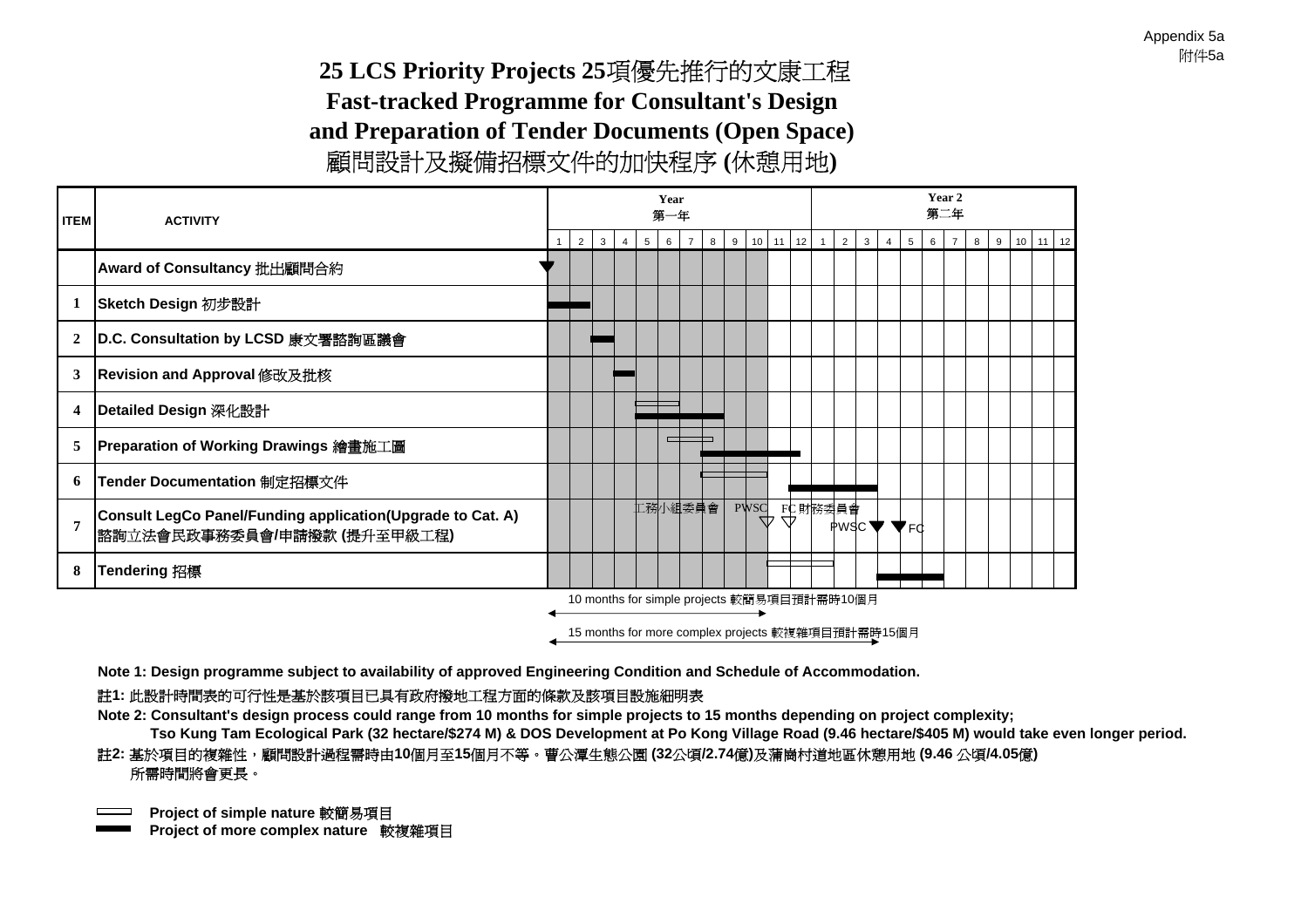Appendix 5a
附件5a

# 25 LCS Priority Projects 25項優先推行的文康工程
## Fast-tracked Programme for Consultant's Design and Preparation of Tender Documents (Open Space)
## 顧問設計及擬備招標文件的加快程序 (休憩用地)

| ITEM | ACTIVITY | Year 第一年 | | | | | | | | | | | | Year 2 第二年 | | | | | | | | | | | |
|---|---|---|---|---|---|---|---|---|---|---|---|---|---|---|---|---|---|---|---|---|---|---|---|---|---|
| | | 1 | 2 | 3 | 4 | 5 | 6 | 7 | 8 | 9 | 10 | 11 | 12 | 1 | 2 | 3 | 4 | 5 | 6 | 7 | 8 | 9 | 10 | 11 | 12 |
| | Award of Consultancy 批出顧問合約 | | | | | | | | | | | | | | | | | | | | | | | | |
| 1 | Sketch Design 初步設計 | | | | | | | | | | | | | | | | | | | | | | | | |
| 2 | D.C. Consultation by LCSD 康文署諮詢區議會 | | | | | | | | | | | | | | | | | | | | | | | | |
| 3 | Revision and Approval 修改及批核 | | | | | | | | | | | | | | | | | | | | | | | | |
| 4 | Detailed Design 深化設計 | | | | | | | | | | | | | | | | | | | | | | | | |
| 5 | Preparation of Working Drawings 繪畫施工圖 | | | | | | | | | | | | | | | | | | | | | | | | |
| 6 | Tender Documentation 制定招標文件 | | | | | | | | | | | | | | | | | | | | | | | | |
| 7 | Consult LegCo Panel/Funding application(Upgrade to Cat. A) 諮詢立法會民政事務委員會/申請撥款 (提升至甲級工程) | | | | | | 工務小組委員會 | | | | PWSC | FC 財務委員會 | | | PWSC | | | FC | | | | | | | |
| 8 | Tendering 招標 | | | | | | | | | | | | | | | | | | | | | | | | |

10 months for simple projects 較簡易項目預計需時10個月

15 months for more complex projects 較複雜項目預計需時15個月

**Note 1: Design programme subject to availability of approved Engineering Condition and Schedule of Accommodation.**

註1: 此設計時間表的可行性是基於該項目已具有政府撥地工程方面的條款及該項目設施細明表

**Note 2: Consultant's design process could range from 10 months for simple projects to 15 months depending on project complexity; Tso Kung Tam Ecological Park (32 hectare/$274 M) & DOS Development at Po Kong Village Road (9.46 hectare/$405 M) would take even longer period.**

註2: 基於項目的複雜性，顧問設計過程需時由10個月至15個月不等。曹公潭生態公園 (32公頃/2.74億)及蒲崗村道地區休憩用地 (9.46 公頃/4.05億) 所需時間將會更長。

**Project of simple nature** 較簡易項目

**Project of more complex nature** 較複雜項目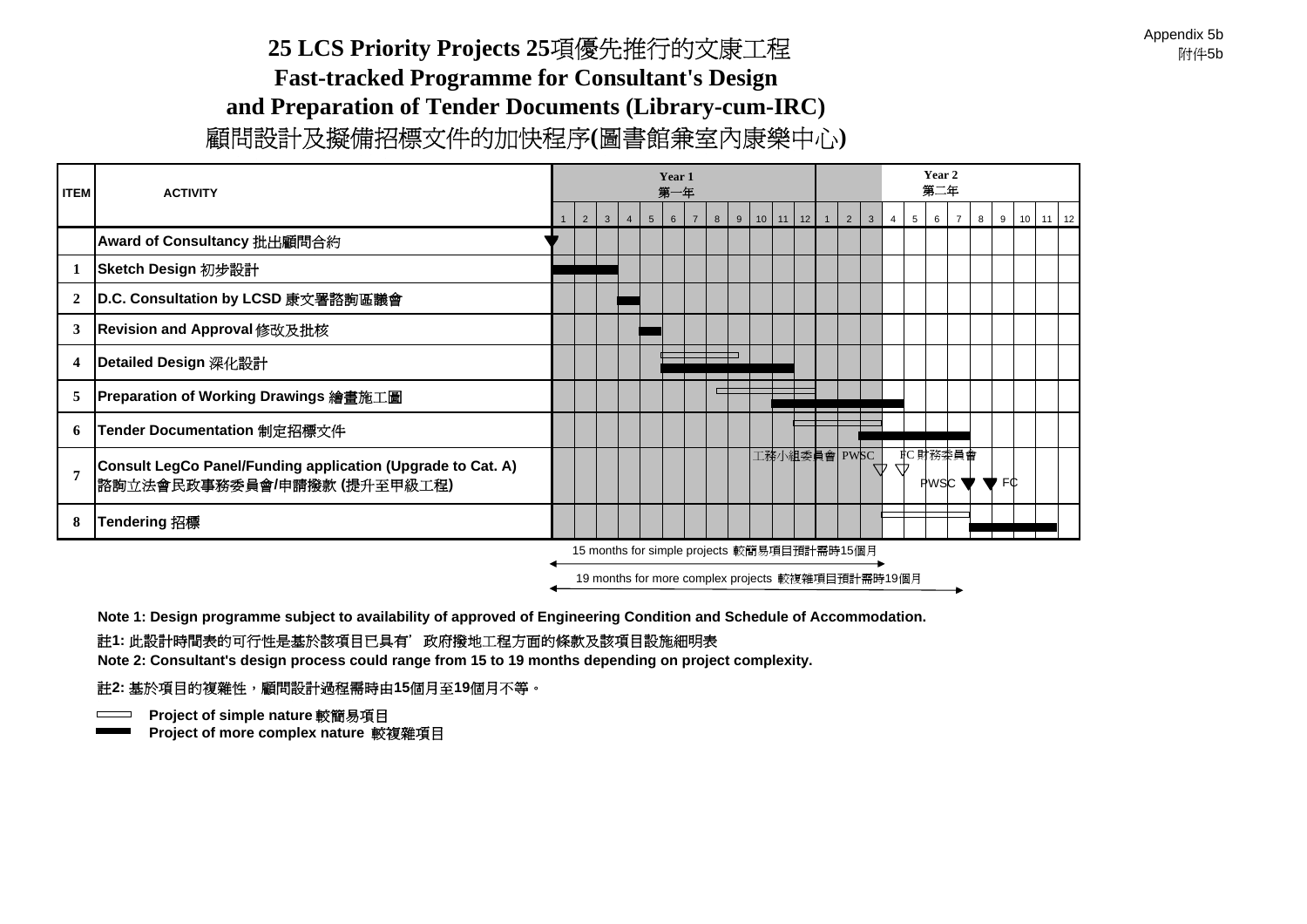Appendix 5b
附件5b

# 25 LCS Priority Projects 25項優先推行的文康工程
## Fast-tracked Programme for Consultant's Design and Preparation of Tender Documents (Library-cum-IRC)
## 顧問設計及擬備招標文件的加快程序(圖書館兼室內康樂中心)

| ITEM | ACTIVITY | Year 1 第一年 | | | | | | | | | | | | Year 2 第二年 | | | | | | | | | | | |
|---|---|---|---|---|---|---|---|---|---|---|---|---|---|---|---|---|---|---|---|---|---|---|---|---|---|
| | | 1 | 2 | 3 | 4 | 5 | 6 | 7 | 8 | 9 | 10 | 11 | 12 | 1 | 2 | 3 | 4 | 5 | 6 | 7 | 8 | 9 | 10 | 11 | 12 |
| | **Award of Consultancy 批出顧問合約** | | | | | | | | | | | | | | | | | | | | | | | | |
| **1** | **Sketch Design 初步設計** | | | | | | | | | | | | | | | | | | | | | | | | |
| **2** | **D.C. Consultation by LCSD 康文署諮詢區議會** | | | | | | | | | | | | | | | | | | | | | | | | |
| **3** | **Revision and Approval 修改及批核** | | | | | | | | | | | | | | | | | | | | | | | | |
| **4** | **Detailed Design 深化設計** | | | | | | | | | | | | | | | | | | | | | | | | |
| **5** | **Preparation of Working Drawings 繪畫施工圖** | | | | | | | | | | | | | | | | | | | | | | | | |
| **6** | **Tender Documentation 制定招標文件** | | | | | | | | | | | | | | | | | | | | | | | | |
| **7** | **Consult LegCo Panel/Funding application (Upgrade to Cat. A) 諮詢立法會民政事務委員會/申請撥款 (提升至甲級工程)** | | | | | | | | | | | 工務小組委員會 PWSC | | | | | FC 財務委員會 | | PWSC | | FC | | | | |
| **8** | **Tendering 招標** | | | | | | | | | | | | | | | | | | | | | | | | |

15 months for simple projects 較簡易項目預計需時15個月

19 months for more complex projects 較複雜項目預計需時19個月

**Note 1: Design programme subject to availability of approved of Engineering Condition and Schedule of Accommodation.**

註1: 此設計時間表的可行性是基於該項目已具有' 政府撥地工程方面的條款及該項目設施細明表

**Note 2: Consultant's design process could range from 15 to 19 months depending on project complexity.**

註2: 基於項目的複雜性，顧問設計過程需時由15個月至19個月不等。

- **Project of simple nature** 較簡易項目
- **Project of more complex nature** 較複雜項目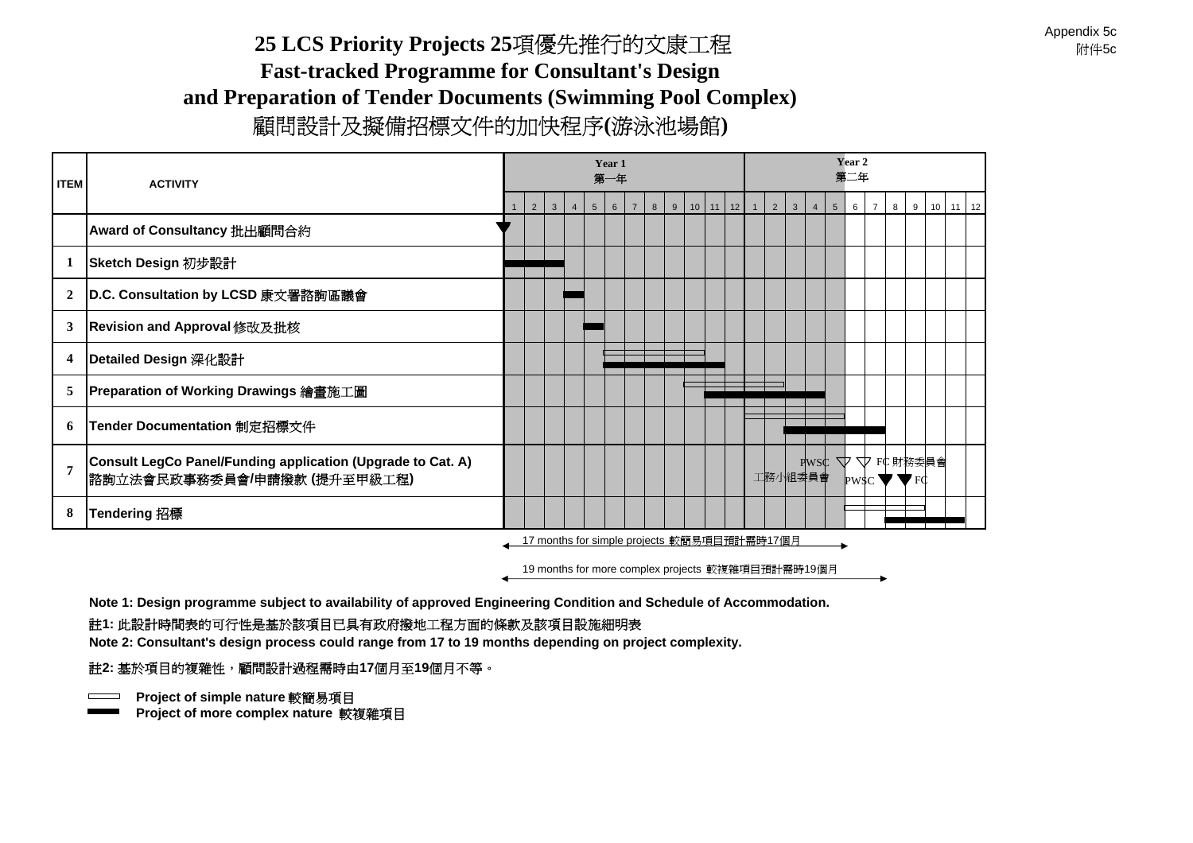Appendix 5c
附件5c

# 25 LCS Priority Projects 25項優先推行的文康工程
# Fast-tracked Programme for Consultant's Design and Preparation of Tender Documents (Swimming Pool Complex)
# 顧問設計及擬備招標文件的加快程序(游泳池場館)

| ITEM | ACTIVITY | Year 1 第一年 | | | | | | | | | | | | Year 2 第二年 | | | | | | | | | | | |
|---|---|---|---|---|---|---|---|---|---|---|---|---|---|---|---|---|---|---|---|---|---|---|---|---|---|
| | | 1 | 2 | 3 | 4 | 5 | 6 | 7 | 8 | 9 | 10 | 11 | 12 | 1 | 2 | 3 | 4 | 5 | 6 | 7 | 8 | 9 | 10 | 11 | 12 |
| | Award of Consultancy 批出顧問合約 | | | | | | | | | | | | | | | | | | | | | | | | |
| 1 | Sketch Design 初步設計 | | | | | | | | | | | | | | | | | | | | | | | | |
| 2 | D.C. Consultation by LCSD 康文署諮詢區議會 | | | | | | | | | | | | | | | | | | | | | | | | |
| 3 | Revision and Approval 修改及批核 | | | | | | | | | | | | | | | | | | | | | | | | |
| 4 | Detailed Design 深化設計 | | | | | | | | | | | | | | | | | | | | | | | | |
| 5 | Preparation of Working Drawings 繪畫施工圖 | | | | | | | | | | | | | | | | | | | | | | | | |
| 6 | Tender Documentation 制定招標文件 | | | | | | | | | | | | | | | | | | | | | | | | |
| 7 | Consult LegCo Panel/Funding application (Upgrade to Cat. A) 諮詢立法會民政事務委員會/申請撥款 (提升至甲級工程) | | | | | | | | | | | | | | | | | PWSC 工務小組委員會 | PWSC | | FC 財務委員會 | | | | |
| 8 | Tendering 招標 | | | | | | | | | | | | | | | | | | | | | | | | |

17 months for simple projects 較簡易項目預計需時17個月

19 months for more complex projects 較複雜項目預計需時19個月

**Note 1: Design programme subject to availability of approved Engineering Condition and Schedule of Accommodation.**

註1: 此設計時間表的可行性是基於該項目已具有政府撥地工程方面的條款及該項目設施細明表

**Note 2: Consultant's design process could range from 17 to 19 months depending on project complexity.**

註2: 基於項目的複雜性，顧問設計過程需時由17個月至19個月不等。

**Project of simple nature** 較簡易項目

**Project of more complex nature** 較複雜項目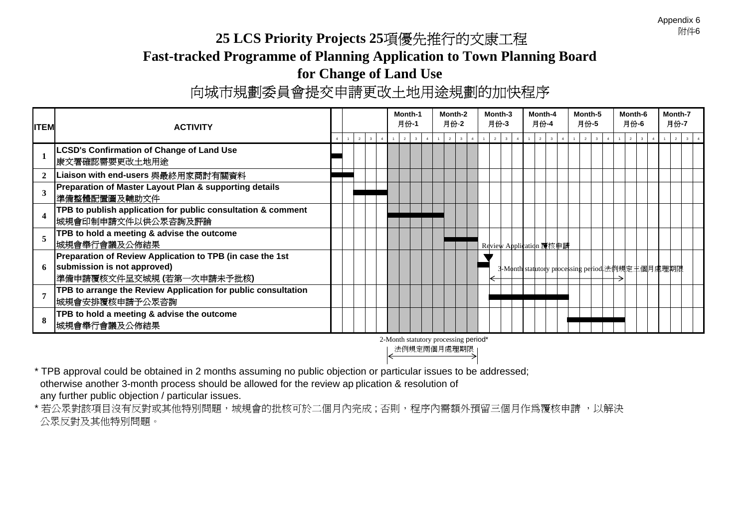Appendix 6
附件6

# 25 LCS Priority Projects 25項優先推行的文康工程

## Fast-tracked Programme of Planning Application to Town Planning Board for Change of Land Use

## 向城市規劃委員會提交申請更改土地用途規劃的加快程序

| ITEM | ACTIVITY |
|---|---|
| 1 | **LCSD's Confirmation of Change of Land Use**<br>康文署確認需要更改土地用途 |
| 2 | **Liaison with end-users** 與最終用家商討有關資料 |
| 3 | **Preparation of Master Layout Plan & supporting details**<br>準備整體配置圖及輔助文件 |
| 4 | **TPB to publish application for public consultation & comment**<br>城規會印制申請文件以供公眾咨詢及評論 |
| 5 | **TPB to hold a meeting & advise the outcome**<br>城規會舉行會議及公佈結果 |
| 6 | **Preparation of Review Application to TPB (in case the 1st submission is not approved)**<br>準備申請覆核文件呈交城規 (若第一次申請未予批核) |
| 7 | **TPB to arrange the Review Application for public consultation**<br>城規會安排覆核申請予公眾咨詢 |
| 8 | **TPB to hold a meeting & advise the outcome**<br>城規會舉行會議及公佈結果 |

Timeline columns: Month-1 月份-1, Month-2 月份-2, Month-3 月份-3, Month-4 月份-4, Month-5 月份-5, Month-6 月份-6, Month-7 月份-7

Review Application 覆核申請

3-Month statutory processing period 法例規定三個月處理期限

2-Month statutory processing period*
法例規定兩個月處理期限

\* TPB approval could be obtained in 2 months assuming no public objection or particular issues to be addressed; otherwise another 3-month process should be allowed for the review ap plication & resolution of any further public objection / particular issues.

\* 若公眾對該項目沒有反對或其他特別問題，城規會的批核可於二個月內完成 ; 否則，程序內需額外預留三個月作爲覆核申請 ，以解決公眾反對及其他特別問題。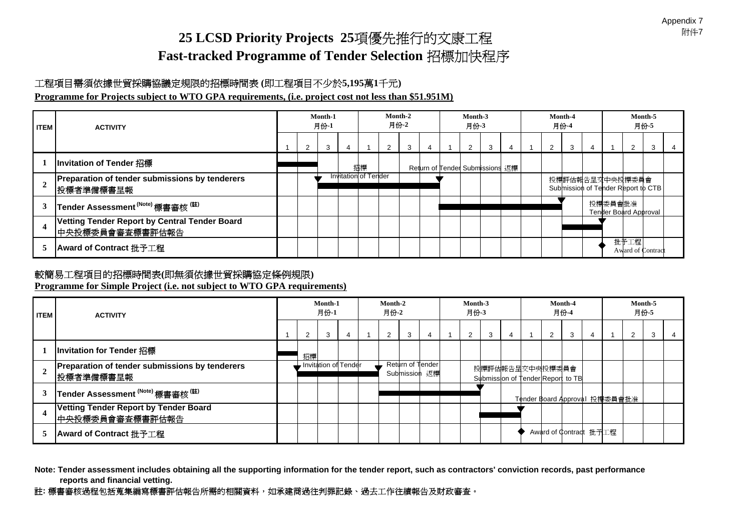Appendix 7
附件7

# 25 LCSD Priority Projects 25項優先推行的文康工程
# Fast-tracked Programme of Tender Selection 招標加快程序

工程項目需須依據世貿採購協議定規限的招標時間表 **(**即工程項目不少於**5,195**萬**1**千元**)**

**Programme for Projects subject to WTO GPA requirements, (i.e. project cost not less than $51.951M)**

| ITEM | ACTIVITY |
|---|---|
| 1 | **Invitation of Tender 招標** |
| 2 | **Preparation of tender submissions by tenderers 投標者準備標書呈報** |
| 3 | **Tender Assessment (Note) 標書審核 (註)** |
| 4 | **Vetting Tender Report by Central Tender Board 中央投標委員會審查標書評估報告** |
| 5 | **Award of Contract 批予工程** |

Month-1 月份-1, Month-2 月份-2, Month-3 月份-3, Month-4 月份-4, Month-5 月份-5 (weeks 1 2 3 4 each)

招標 Invitation of Tender

Return of Tender Submissions 返標

投標評估報告呈交中央投標委員會 Submission of Tender Report to CTB

投標委員會批准 Tender Board Approval

批予工程 Award of Contract

較簡易工程項目的招標時間表**(**即無須依據世貿採購協定條例規限**)**

**Programme for Simple Project (i.e. not subject to WTO GPA requirements)**

| ITEM | ACTIVITY |
|---|---|
| 1 | **Invitation for Tender 招標** |
| 2 | **Preparation of tender submissions by tenderers 投標者準備標書呈報** |
| 3 | **Tender Assessment (Note) 標書審核 (註)** |
| 4 | **Vetting Tender Report by Tender Board 中央投標委員會審查標書評估報告** |
| 5 | **Award of Contract 批予工程** |

Month-1 月份-1, Month-2 月份-2, Month-3 月份-3, Month-4 月份-4, Month-5 月份-5 (weeks 1 2 3 4 each)

招標 Invitation of Tender

Return of Tender Submission 返標

投標評估報告呈交中央投標委員會 Submission of Tender Report to TB

Tender Board Approval 投標委員會批准

Award of Contract 批予工程

**Note: Tender assessment includes obtaining all the supporting information for the tender report, such as contractors' conviction records, past performance reports and financial vetting.**

**註:** 標書審核過程包括蒐集編寫標書評估報告所需的相關資料，如承建商過往判罪記錄、過去工作往績報告及財政審查。